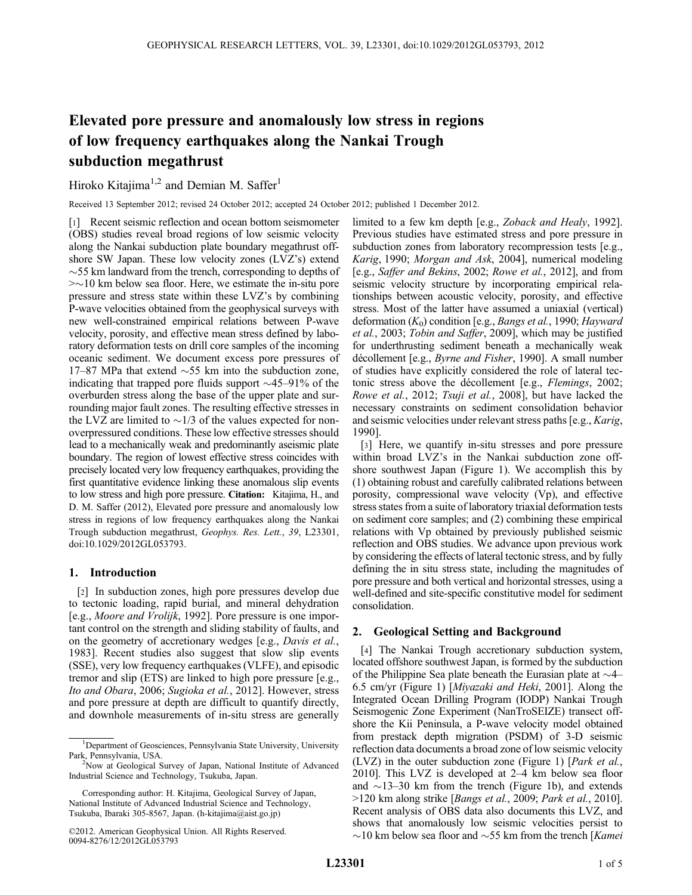# Elevated pore pressure and anomalously low stress in regions of low frequency earthquakes along the Nankai Trough subduction megathrust

Hiroko Kitajima[1,2] and Demian M. Saffer[1]

Received 13 September 2012; revised 24 October 2012; accepted 24 October 2012; published 1 December 2012.

[1] Recent seismic reflection and ocean bottom seismometer (OBS) studies reveal broad regions of low seismic velocity along the Nankai subduction plate boundary megathrust offshore SW Japan. These low velocity zones (LVZ's) extend ~55 km landward from the trench, corresponding to depths of >~10 km below sea floor. Here, we estimate the in-situ pore pressure and stress state within these LVZ's by combining P-wave velocities obtained from the geophysical surveys with new well-constrained empirical relations between P-wave velocity, porosity, and effective mean stress defined by laboratory deformation tests on drill core samples of the incoming oceanic sediment. We document excess pore pressures of 17–87 MPa that extend ~55 km into the subduction zone, indicating that trapped pore fluids support ~45–91% of the overburden stress along the base of the upper plate and surrounding major fault zones. The resulting effective stresses in the LVZ are limited to ~1/3 of the values expected for non-overpressured conditions. These low effective stresses should lead to a mechanically weak and predominantly aseismic plate boundary. The region of lowest effective stress coincides with precisely located very low frequency earthquakes, providing the first quantitative evidence linking these anomalous slip events to low stress and high pore pressure. **Citation:** Kitajima, H., and D. M. Saffer (2012), Elevated pore pressure and anomalously low stress in regions of low frequency earthquakes along the Nankai Trough subduction megathrust, *Geophys. Res. Lett.*, *39*, L23301, doi:10.1029/2012GL053793.

## 1. Introduction

[2] In subduction zones, high pore pressures develop due to tectonic loading, rapid burial, and mineral dehydration [e.g., *Moore and Vrolijk*, 1992]. Pore pressure is one important control on the strength and sliding stability of faults, and on the geometry of accretionary wedges [e.g., *Davis et al.*, 1983]. Recent studies also suggest that slow slip events (SSE), very low frequency earthquakes (VLFE), and episodic tremor and slip (ETS) are linked to high pore pressure [e.g., *Ito and Obara*, 2006; *Sugioka et al.*, 2012]. However, stress and pore pressure at depth are difficult to quantify directly, and downhole measurements of in-situ stress are generally limited to a few km depth [e.g., *Zoback and Healy*, 1992]. Previous studies have estimated stress and pore pressure in subduction zones from laboratory recompression tests [e.g., *Karig*, 1990; *Morgan and Ask*, 2004], numerical modeling [e.g., *Saffer and Bekins*, 2002; *Rowe et al.*, 2012], and from seismic velocity structure by incorporating empirical relationships between acoustic velocity, porosity, and effective stress. Most of the latter have assumed a uniaxial (vertical) deformation ($K_0$) condition [e.g., *Bangs et al.*, 1990; *Hayward et al.*, 2003; *Tobin and Saffer*, 2009], which may be justified for underthrusting sediment beneath a mechanically weak décollement [e.g., *Byrne and Fisher*, 1990]. A small number of studies have explicitly considered the role of lateral tectonic stress above the décollement [e.g., *Flemings*, 2002; *Rowe et al.*, 2012; *Tsuji et al.*, 2008], but have lacked the necessary constraints on sediment consolidation behavior and seismic velocities under relevant stress paths [e.g., *Karig*, 1990].

[3] Here, we quantify in-situ stresses and pore pressure within broad LVZ's in the Nankai subduction zone offshore southwest Japan (Figure 1). We accomplish this by (1) obtaining robust and carefully calibrated relations between porosity, compressional wave velocity (Vp), and effective stress states from a suite of laboratory triaxial deformation tests on sediment core samples; and (2) combining these empirical relations with Vp obtained by previously published seismic reflection and OBS studies. We advance upon previous work by considering the effects of lateral tectonic stress, and by fully defining the in situ stress state, including the magnitudes of pore pressure and both vertical and horizontal stresses, using a well-defined and site-specific constitutive model for sediment consolidation.

## 2. Geological Setting and Background

[4] The Nankai Trough accretionary subduction system, located offshore southwest Japan, is formed by the subduction of the Philippine Sea plate beneath the Eurasian plate at ~4–6.5 cm/yr (Figure 1) [*Miyazaki and Heki*, 2001]. Along the Integrated Ocean Drilling Program (IODP) Nankai Trough Seismogenic Zone Experiment (NanTroSEIZE) transect offshore the Kii Peninsula, a P-wave velocity model obtained from prestack depth migration (PSDM) of 3-D seismic reflection data documents a broad zone of low seismic velocity (LVZ) in the outer subduction zone (Figure 1) [*Park et al.*, 2010]. This LVZ is developed at 2–4 km below sea floor and ~13–30 km from the trench (Figure 1b), and extends >120 km along strike [*Bangs et al.*, 2009; *Park et al.*, 2010]. Recent analysis of OBS data also documents this LVZ, and shows that anomalously low seismic velocities persist to ~10 km below sea floor and ~55 km from the trench [*Kamei*

---

[1] Department of Geosciences, Pennsylvania State University, University Park, Pennsylvania, USA.

[2] Now at Geological Survey of Japan, National Institute of Advanced Industrial Science and Technology, Tsukuba, Japan.

Corresponding author: H. Kitajima, Geological Survey of Japan, National Institute of Advanced Industrial Science and Technology, Tsukuba, Ibaraki 305-8567, Japan. (h-kitajima@aist.go.jp)

©2012. American Geophysical Union. All Rights Reserved. 0094-8276/12/2012GL053793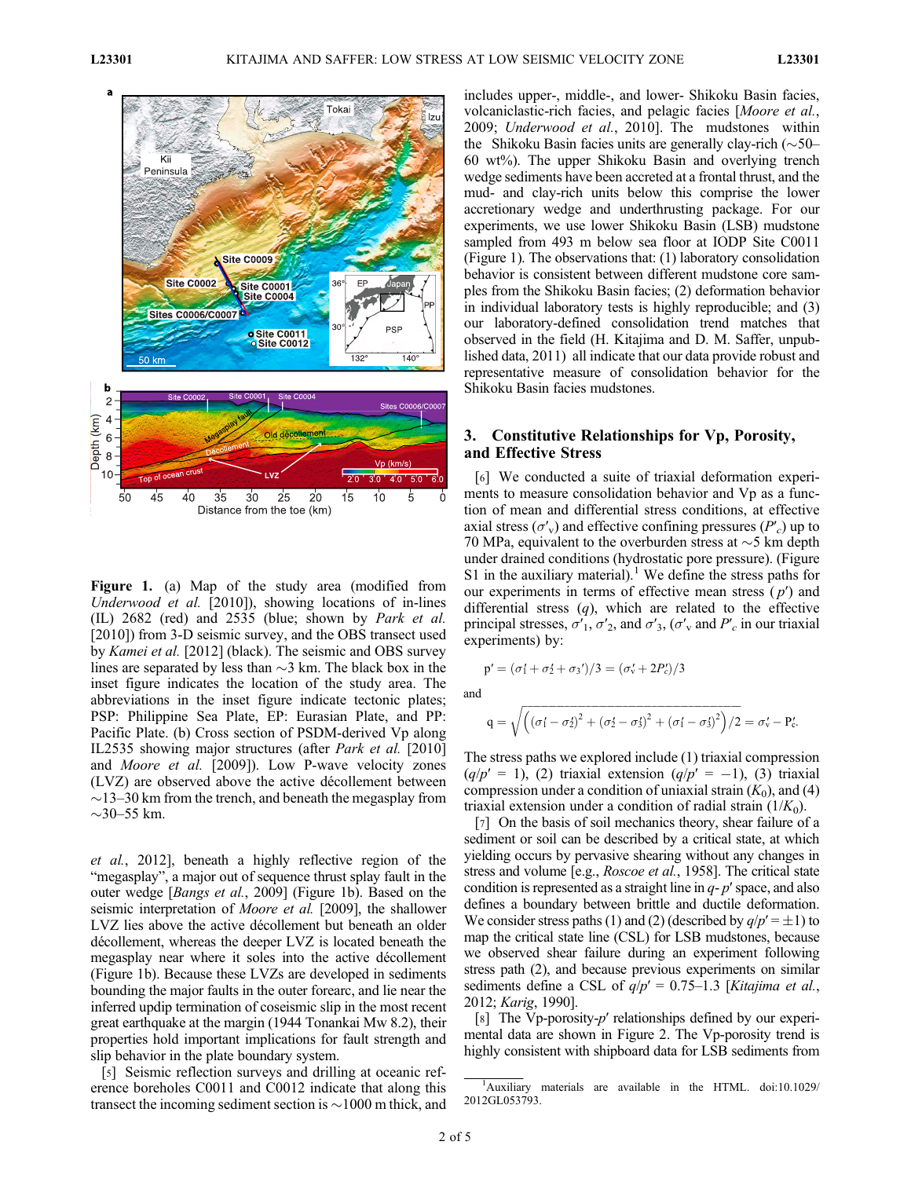**Figure 1.** (a) Map of the study area (modified from *Underwood et al.* [2010]), showing locations of in-lines (IL) 2682 (red) and 2535 (blue; shown by *Park et al.* [2010]) from 3-D seismic survey, and the OBS transect used by *Kamei et al.* [2012] (black). The seismic and OBS survey lines are separated by less than ~3 km. The black box in the inset figure indicates the location of the study area. The abbreviations in the inset figure indicate tectonic plates; PSP: Philippine Sea Plate, EP: Eurasian Plate, and PP: Pacific Plate. (b) Cross section of PSDM-derived Vp along IL2535 showing major structures (after *Park et al.* [2010] and *Moore et al.* [2009]). Low P-wave velocity zones (LVZ) are observed above the active décollement between ~13–30 km from the trench, and beneath the megasplay from ~30–55 km.

*et al.*, 2012], beneath a highly reflective region of the "megasplay", a major out of sequence thrust splay fault in the outer wedge [*Bangs et al.*, 2009] (Figure 1b). Based on the seismic interpretation of *Moore et al.* [2009], the shallower LVZ lies above the active décollement but beneath an older décollement, whereas the deeper LVZ is located beneath the megasplay near where it soles into the active décollement (Figure 1b). Because these LVZs are developed in sediments bounding the major faults in the outer forearc, and lie near the inferred updip termination of coseismic slip in the most recent great earthquake at the margin (1944 Tonankai Mw 8.2), their properties hold important implications for fault strength and slip behavior in the plate boundary system.

[5] Seismic reflection surveys and drilling at oceanic reference boreholes C0011 and C0012 indicate that along this transect the incoming sediment section is ~1000 m thick, and includes upper-, middle-, and lower- Shikoku Basin facies, volcaniclastic-rich facies, and pelagic facies [*Moore et al.*, 2009; *Underwood et al.*, 2010]. The mudstones within the Shikoku Basin facies units are generally clay-rich (~50–60 wt%). The upper Shikoku Basin and overlying trench wedge sediments have been accreted at a frontal thrust, and the mud- and clay-rich units below this comprise the lower accretionary wedge and underthrusting package. For our experiments, we use lower Shikoku Basin (LSB) mudstone sampled from 493 m below sea floor at IODP Site C0011 (Figure 1). The observations that: (1) laboratory consolidation behavior is consistent between different mudstone core samples from the Shikoku Basin facies; (2) deformation behavior in individual laboratory tests is highly reproducible; and (3) our laboratory-defined consolidation trend matches that observed in the field (H. Kitajima and D. M. Saffer, unpublished data, 2011) all indicate that our data provide robust and representative measure of consolidation behavior for the Shikoku Basin facies mudstones.

## 3. Constitutive Relationships for Vp, Porosity, and Effective Stress

[6] We conducted a suite of triaxial deformation experiments to measure consolidation behavior and Vp as a function of mean and differential stress conditions, at effective axial stress ($\sigma'_v$) and effective confining pressures ($P'_c$) up to 70 MPa, equivalent to the overburden stress at ~5 km depth under drained conditions (hydrostatic pore pressure). (Figure S1 in the auxiliary material).[1] We define the stress paths for our experiments in terms of effective mean stress ($p'$) and differential stress ($q$), which are related to the effective principal stresses, $\sigma'_1$, $\sigma'_2$, and $\sigma'_3$, ($\sigma'_v$ and $P'_c$ in our triaxial experiments) by:

$$p' = (\sigma'_1 + \sigma'_2 + \sigma_3')/3 = (\sigma'_v + 2P'_c)/3$$

and

$$q = \sqrt{\left((\sigma'_1 - \sigma'_2)^2 + (\sigma'_2 - \sigma'_3)^2 + (\sigma'_1 - \sigma'_3)^2\right)/2} = \sigma'_v - P'_c.$$

The stress paths we explored include (1) triaxial compression ($q/p' = 1$), (2) triaxial extension ($q/p' = -1$), (3) triaxial compression under a condition of uniaxial strain ($K_0$), and (4) triaxial extension under a condition of radial strain ($1/K_0$).

[7] On the basis of soil mechanics theory, shear failure of a sediment or soil can be described by a critical state, at which yielding occurs by pervasive shearing without any changes in stress and volume [e.g., *Roscoe et al.*, 1958]. The critical state condition is represented as a straight line in $q$-$p'$ space, and also defines a boundary between brittle and ductile deformation. We consider stress paths (1) and (2) (described by $q/p' = \pm1$) to map the critical state line (CSL) for LSB mudstones, because we observed shear failure during an experiment following stress path (2), and because previous experiments on similar sediments define a CSL of $q/p' = 0.75$–$1.3$ [*Kitajima et al.*, 2012; *Karig*, 1990].

[8] The Vp-porosity-$p'$ relationships defined by our experimental data are shown in Figure 2. The Vp-porosity trend is highly consistent with shipboard data for LSB sediments from

[1] Auxiliary materials are available in the HTML. doi:10.1029/2012GL053793.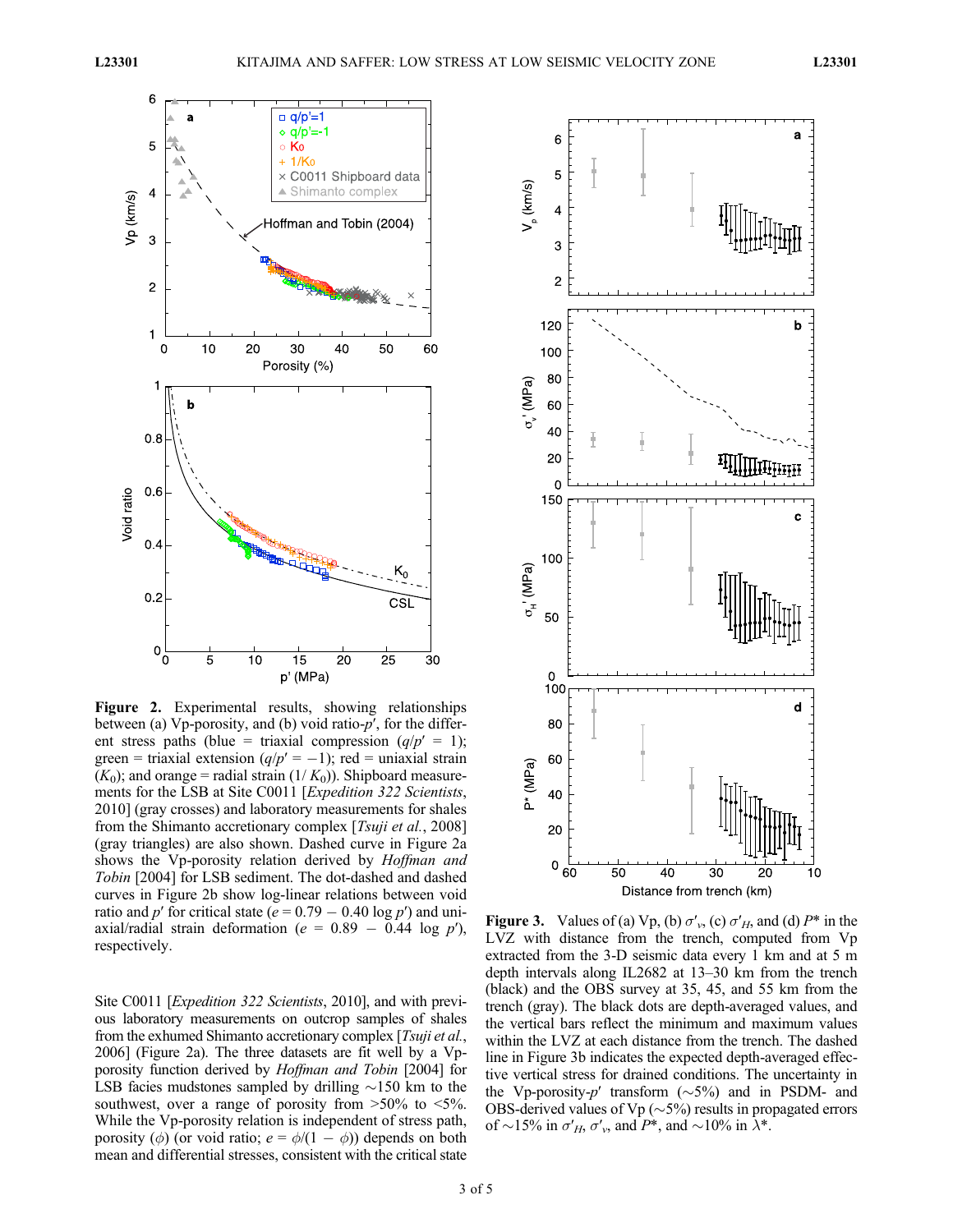**Figure 2.** Experimental results, showing relationships between (a) Vp-porosity, and (b) void ratio-$p'$, for the different stress paths (blue = triaxial compression ($q/p' = 1$); green = triaxial extension ($q/p' = -1$); red = uniaxial strain ($K_0$); and orange = radial strain ($1/K_0$)). Shipboard measurements for the LSB at Site C0011 [*Expedition 322 Scientists*, 2010] (gray crosses) and laboratory measurements for shales from the Shimanto accretionary complex [*Tsuji et al.*, 2008] (gray triangles) are also shown. Dashed curve in Figure 2a shows the Vp-porosity relation derived by *Hoffman and Tobin* [2004] for LSB sediment. The dot-dashed and dashed curves in Figure 2b show log-linear relations between void ratio and $p'$ for critical state ($e = 0.79 - 0.40 \log p'$) and uniaxial/radial strain deformation ($e = 0.89 - 0.44 \log p'$), respectively.

**Figure 3.** Values of (a) Vp, (b) $\sigma'_v$, (c) $\sigma'_H$, and (d) $P^*$ in the LVZ with distance from the trench, computed from Vp extracted from the 3-D seismic data every 1 km and at 5 m depth intervals along IL2682 at 13–30 km from the trench (black) and the OBS survey at 35, 45, and 55 km from the trench (gray). The black dots are depth-averaged values, and the vertical bars reflect the minimum and maximum values within the LVZ at each distance from the trench. The dashed line in Figure 3b indicates the expected depth-averaged effective vertical stress for drained conditions. The uncertainty in the Vp-porosity-$p'$ transform (~5%) and in PSDM- and OBS-derived values of Vp (~5%) results in propagated errors of ~15% in $\sigma'_H$, $\sigma'_v$, and $P^*$, and ~10% in $\lambda^*$.

Site C0011 [*Expedition 322 Scientists*, 2010], and with previous laboratory measurements on outcrop samples of shales from the exhumed Shimanto accretionary complex [*Tsuji et al.*, 2006] (Figure 2a). The three datasets are fit well by a Vp-porosity function derived by *Hoffman and Tobin* [2004] for LSB facies mudstones sampled by drilling ~150 km to the southwest, over a range of porosity from >50% to <5%. While the Vp-porosity relation is independent of stress path, porosity ($\phi$) (or void ratio; $e = \phi/(1 - \phi)$) depends on both mean and differential stresses, consistent with the critical state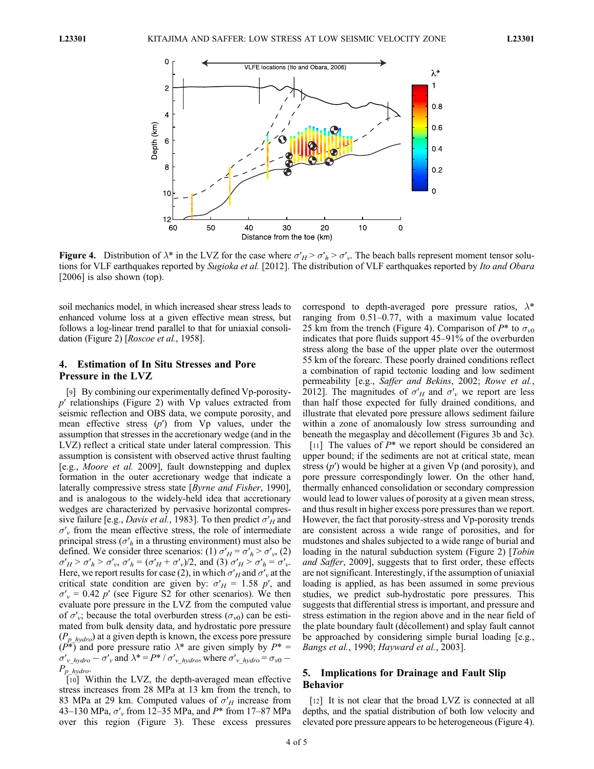**Figure 4.** Distribution of $\lambda^*$ in the LVZ for the case where $\sigma'_H > \sigma'_h > \sigma'_v$. The beach balls represent moment tensor solutions for VLF earthquakes reported by *Sugioka et al.* [2012]. The distribution of VLF earthquakes reported by *Ito and Obara* [2006] is also shown (top).

soil mechanics model, in which increased shear stress leads to enhanced volume loss at a given effective mean stress, but follows a log-linear trend parallel to that for uniaxial consolidation (Figure 2) [*Roscoe et al.*, 1958].

## 4. Estimation of In Situ Stresses and Pore Pressure in the LVZ

[9] By combining our experimentally defined Vp-porosity-$p'$ relationships (Figure 2) with Vp values extracted from seismic reflection and OBS data, we compute porosity, and mean effective stress ($p'$) from Vp values, under the assumption that stresses in the accretionary wedge (and in the LVZ) reflect a critical state under lateral compression. This assumption is consistent with observed active thrust faulting [e.g., *Moore et al.* 2009], fault downstepping and duplex formation in the outer accretionary wedge that indicate a laterally compressive stress state [*Byrne and Fisher*, 1990], and is analogous to the widely-held idea that accretionary wedges are characterized by pervasive horizontal compressive failure [e.g., *Davis et al.*, 1983]. To then predict $\sigma'_H$ and $\sigma'_v$ from the mean effective stress, the role of intermediate principal stress ($\sigma'_h$ in a thrusting environment) must also be defined. We consider three scenarios: (1) $\sigma'_H = \sigma'_h > \sigma'_v$, (2) $\sigma'_H > \sigma'_h > \sigma'_v$, $\sigma'_h = (\sigma'_H + \sigma'_v)/2$, and (3) $\sigma'_H > \sigma'_h = \sigma'_v$. Here, we report results for case (2), in which $\sigma'_H$ and $\sigma'_v$ at the critical state condition are given by: $\sigma'_H = 1.58\ p'$, and $\sigma'_v = 0.42\ p'$ (see Figure S2 for other scenarios). We then evaluate pore pressure in the LVZ from the computed value of $\sigma'_v$; because the total overburden stress ($\sigma_{v0}$) can be estimated from bulk density data, and hydrostatic pore pressure ($P_{p\_hydro}$) at a given depth is known, the excess pore pressure ($P^*$) and pore pressure ratio $\lambda^*$ are given simply by $P^* = \sigma'_{v\_hydro} - \sigma'_v$ and $\lambda^* = P^* / \sigma'_{v\_hydro}$, where $\sigma'_{v\_hydro} = \sigma_{v0} - P_{p\_hydro}$.

[10] Within the LVZ, the depth-averaged mean effective stress increases from 28 MPa at 13 km from the trench, to 83 MPa at 29 km. Computed values of $\sigma'_H$ increase from 43–130 MPa, $\sigma'_v$ from 12–35 MPa, and $P^*$ from 17–87 MPa over this region (Figure 3). These excess pressures correspond to depth-averaged pore pressure ratios, $\lambda^*$ ranging from 0.51–0.77, with a maximum value located 25 km from the trench (Figure 4). Comparison of $P^*$ to $\sigma_{v0}$ indicates that pore fluids support 45–91% of the overburden stress along the base of the upper plate over the outermost 55 km of the forearc. These poorly drained conditions reflect a combination of rapid tectonic loading and low sediment permeability [e.g., *Saffer and Bekins*, 2002; *Rowe et al.*, 2012]. The magnitudes of $\sigma'_H$ and $\sigma'_v$ we report are less than half those expected for fully drained conditions, and illustrate that elevated pore pressure allows sediment failure within a zone of anomalously low stress surrounding and beneath the megasplay and décollement (Figures 3b and 3c).

[11] The values of $P^*$ we report should be considered an upper bound; if the sediments are not at critical state, mean stress ($p'$) would be higher at a given Vp (and porosity), and pore pressure correspondingly lower. On the other hand, thermally enhanced consolidation or secondary compression would lead to lower values of porosity at a given mean stress, and thus result in higher excess pore pressures than we report. However, the fact that porosity-stress and Vp-porosity trends are consistent across a wide range of porosities, and for mudstones and shales subjected to a wide range of burial and loading in the natural subduction system (Figure 2) [*Tobin and Saffer*, 2009], suggests that to first order, these effects are not significant. Interestingly, if the assumption of uniaxial loading is applied, as has been assumed in some previous studies, we predict sub-hydrostatic pore pressures. This suggests that differential stress is important, and pressure and stress estimation in the region above and in the near field of the plate boundary fault (décollement) and splay fault cannot be approached by considering simple burial loading [e.g., *Bangs et al.*, 1990; *Hayward et al.*, 2003].

## 5. Implications for Drainage and Fault Slip Behavior

[12] It is not clear that the broad LVZ is connected at all depths, and the spatial distribution of both low velocity and elevated pore pressure appears to be heterogeneous (Figure 4).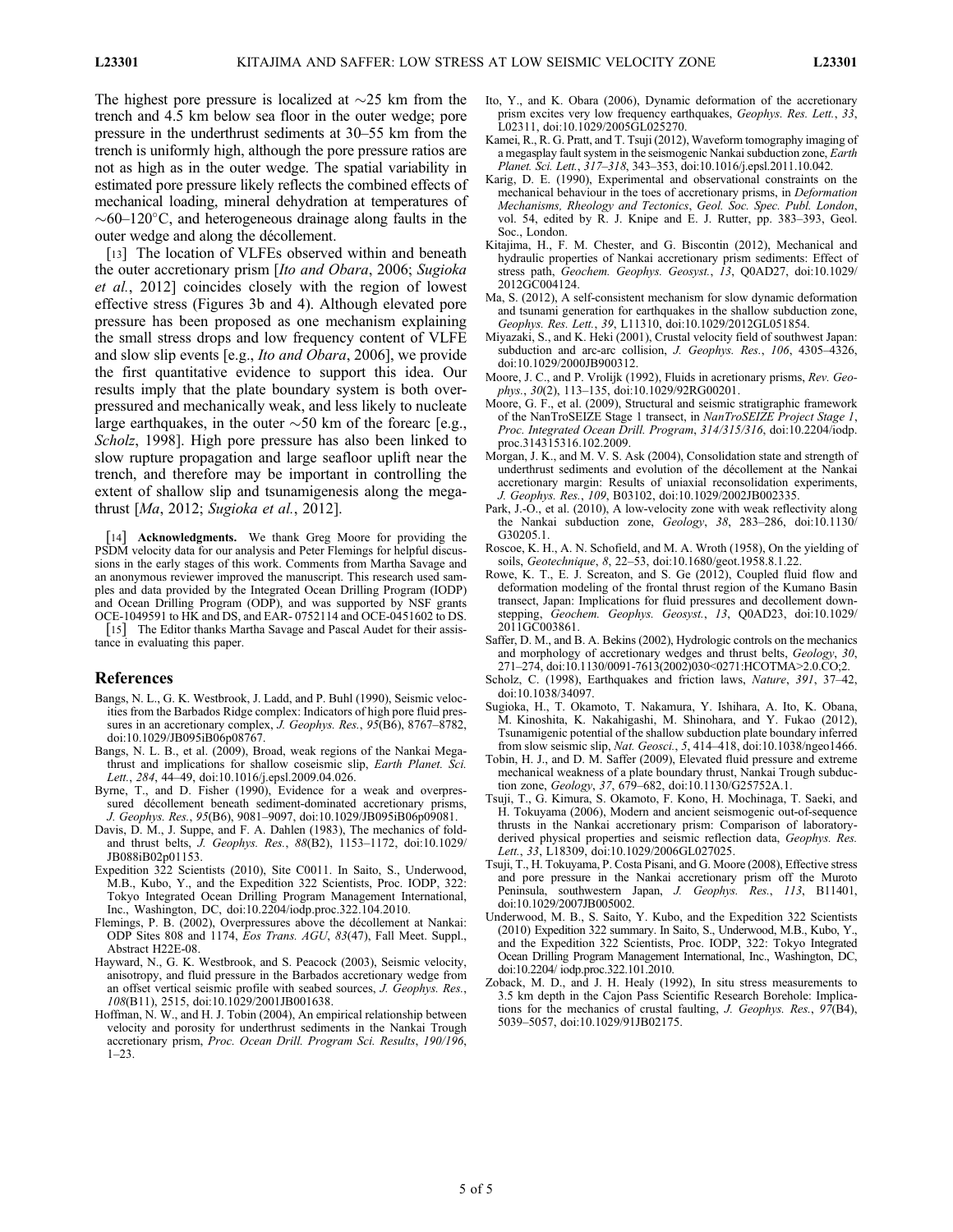The highest pore pressure is localized at ~25 km from the trench and 4.5 km below sea floor in the outer wedge; pore pressure in the underthrust sediments at 30–55 km from the trench is uniformly high, although the pore pressure ratios are not as high as in the outer wedge. The spatial variability in estimated pore pressure likely reflects the combined effects of mechanical loading, mineral dehydration at temperatures of ~60–120°C, and heterogeneous drainage along faults in the outer wedge and along the décollement.

[13] The location of VLFEs observed within and beneath the outer accretionary prism [*Ito and Obara*, 2006; *Sugioka et al.*, 2012] coincides closely with the region of lowest effective stress (Figures 3b and 4). Although elevated pore pressure has been proposed as one mechanism explaining the small stress drops and low frequency content of VLFE and slow slip events [e.g., *Ito and Obara*, 2006], we provide the first quantitative evidence to support this idea. Our results imply that the plate boundary system is both overpressured and mechanically weak, and less likely to nucleate large earthquakes, in the outer ~50 km of the forearc [e.g., *Scholz*, 1998]. High pore pressure has also been linked to slow rupture propagation and large seafloor uplift near the trench, and therefore may be important in controlling the extent of shallow slip and tsunamigenesis along the megathrust [*Ma*, 2012; *Sugioka et al.*, 2012].

[14] **Acknowledgments.** We thank Greg Moore for providing the PSDM velocity data for our analysis and Peter Flemings for helpful discussions in the early stages of this work. Comments from Martha Savage and an anonymous reviewer improved the manuscript. This research used samples and data provided by the Integrated Ocean Drilling Program (IODP) and Ocean Drilling Program (ODP), and was supported by NSF grants OCE-1049591 to HK and DS, and EAR- 0752114 and OCE-0451602 to DS.

[15] The Editor thanks Martha Savage and Pascal Audet for their assistance in evaluating this paper.

## References

Bangs, N. L., G. K. Westbrook, J. Ladd, and P. Buhl (1990), Seismic velocities from the Barbados Ridge complex: Indicators of high pore fluid pressures in an accretionary complex, *J. Geophys. Res.*, *95*(B6), 8767–8782, doi:10.1029/JB095iB06p08767.

Bangs, N. L. B., et al. (2009), Broad, weak regions of the Nankai Megathrust and implications for shallow coseismic slip, *Earth Planet. Sci. Lett.*, *284*, 44–49, doi:10.1016/j.epsl.2009.04.026.

Byrne, T., and D. Fisher (1990), Evidence for a weak and overpressured décollement beneath sediment-dominated accretionary prisms, *J. Geophys. Res.*, *95*(B6), 9081–9097, doi:10.1029/JB095iB06p09081.

Davis, D. M., J. Suppe, and F. A. Dahlen (1983), The mechanics of fold-and thrust belts, *J. Geophys. Res.*, *88*(B2), 1153–1172, doi:10.1029/JB088iB02p01153.

Expedition 322 Scientists (2010), Site C0011. In Saito, S., Underwood, M.B., Kubo, Y., and the Expedition 322 Scientists, Proc. IODP, 322: Tokyo Integrated Ocean Drilling Program Management International, Inc., Washington, DC, doi:10.2204/iodp.proc.322.104.2010.

Flemings, P. B. (2002), Overpressures above the décollement at Nankai: ODP Sites 808 and 1174, *Eos Trans. AGU*, *83*(47), Fall Meet. Suppl., Abstract H22E-08.

Hayward, N., G. K. Westbrook, and S. Peacock (2003), Seismic velocity, anisotropy, and fluid pressure in the Barbados accretionary wedge from an offset vertical seismic profile with seabed sources, *J. Geophys. Res.*, *108*(B11), 2515, doi:10.1029/2001JB001638.

Hoffman, N. W., and H. J. Tobin (2004), An empirical relationship between velocity and porosity for underthrust sediments in the Nankai Trough accretionary prism, *Proc. Ocean Drill. Program Sci. Results*, *190/196*, 1–23.

Ito, Y., and K. Obara (2006), Dynamic deformation of the accretionary prism excites very low frequency earthquakes, *Geophys. Res. Lett.*, *33*, L02311, doi:10.1029/2005GL025270.

Kamei, R., R. G. Pratt, and T. Tsuji (2012), Waveform tomography imaging of a megasplay fault system in the seismogenic Nankai subduction zone, *Earth Planet. Sci. Lett.*, *317–318*, 343–353, doi:10.1016/j.epsl.2011.10.042.

Karig, D. E. (1990), Experimental and observational constraints on the mechanical behaviour in the toes of accretionary prisms, in *Deformation Mechanisms, Rheology and Tectonics*, *Geol. Soc. Spec. Publ. London*, vol. 54, edited by R. J. Knipe and E. J. Rutter, pp. 383–393, Geol. Soc., London.

Kitajima, H., F. M. Chester, and G. Biscontin (2012), Mechanical and hydraulic properties of Nankai accretionary prism sediments: Effect of stress path, *Geochem. Geophys. Geosyst.*, *13*, Q0AD27, doi:10.1029/2012GC004124.

Ma, S. (2012), A self-consistent mechanism for slow dynamic deformation and tsunami generation for earthquakes in the shallow subduction zone, *Geophys. Res. Lett.*, *39*, L11310, doi:10.1029/2012GL051854.

Miyazaki, S., and K. Heki (2001), Crustal velocity field of southwest Japan: subduction and arc-arc collision, *J. Geophys. Res.*, *106*, 4305–4326, doi:10.1029/2000JB900312.

Moore, J. C., and P. Vrolijk (1992), Fluids in accretionary prisms, *Rev. Geophys.*, *30*(2), 113–135, doi:10.1029/92RG00201.

Moore, G. F., et al. (2009), Structural and seismic stratigraphic framework of the NanTroSEIZE Stage 1 transect, in *NanTroSEIZE Project Stage 1*, *Proc. Integrated Ocean Drill. Program*, *314/315/316*, doi:10.2204/iodp.proc.314315316.102.2009.

Morgan, J. K., and M. V. S. Ask (2004), Consolidation state and strength of underthrust sediments and evolution of the décollement at the Nankai accretionary margin: Results of uniaxial reconsolidation experiments, *J. Geophys. Res.*, *109*, B03102, doi:10.1029/2002JB002335.

Park, J.-O., et al. (2010), A low-velocity zone with weak reflectivity along the Nankai subduction zone, *Geology*, *38*, 283–286, doi:10.1130/G30205.1.

Roscoe, K. H., A. N. Schofield, and M. A. Wroth (1958), On the yielding of soils, *Geotechnique*, *8*, 22–53, doi:10.1680/geot.1958.8.1.22.

Rowe, K. T., E. J. Screaton, and S. Ge (2012), Coupled fluid flow and deformation modeling of the frontal thrust region of the Kumano Basin transect, Japan: Implications for fluid pressures and decollement downstepping, *Geochem. Geophys. Geosyst.*, *13*, Q0AD23, doi:10.1029/2011GC003861.

Saffer, D. M., and B. A. Bekins (2002), Hydrologic controls on the mechanics and morphology of accretionary wedges and thrust belts, *Geology*, *30*, 271–274, doi:10.1130/0091-7613(2002)030<0271:HCOTMA>2.0.CO;2.

Scholz, C. (1998), Earthquakes and friction laws, *Nature*, *391*, 37–42, doi:10.1038/34097.

Sugioka, H., T. Okamoto, T. Nakamura, Y. Ishihara, A. Ito, K. Obana, M. Kinoshita, K. Nakahigashi, M. Shinohara, and Y. Fukao (2012), Tsunamigenic potential of the shallow subduction plate boundary inferred from slow seismic slip, *Nat. Geosci.*, *5*, 414–418, doi:10.1038/ngeo1466.

Tobin, H. J., and D. M. Saffer (2009), Elevated fluid pressure and extreme mechanical weakness of a plate boundary thrust, Nankai Trough subduction zone, *Geology*, *37*, 679–682, doi:10.1130/G25752A.1.

Tsuji, T., G. Kimura, S. Okamoto, F. Kono, H. Mochinaga, T. Saeki, and H. Tokuyama (2006), Modern and ancient seismogenic out-of-sequence thrusts in the Nankai accretionary prism: Comparison of laboratory-derived physical properties and seismic reflection data, *Geophys. Res. Lett.*, *33*, L18309, doi:10.1029/2006GL027025.

Tsuji, T., H. Tokuyama, P. Costa Pisani, and G. Moore (2008), Effective stress and pore pressure in the Nankai accretionary prism off the Muroto Peninsula, southwestern Japan, *J. Geophys. Res.*, *113*, B11401, doi:10.1029/2007JB005002.

Underwood, M. B., S. Saito, Y. Kubo, and the Expedition 322 Scientists (2010) Expedition 322 summary. In Saito, S., Underwood, M.B., Kubo, Y., and the Expedition 322 Scientists, Proc. IODP, 322: Tokyo Integrated Ocean Drilling Program Management International, Inc., Washington, DC, doi:10.2204/ iodp.proc.322.101.2010.

Zoback, M. D., and J. H. Healy (1992), In situ stress measurements to 3.5 km depth in the Cajon Pass Scientific Research Borehole: Implications for the mechanics of crustal faulting, *J. Geophys. Res.*, *97*(B4), 5039–5057, doi:10.1029/91JB02175.